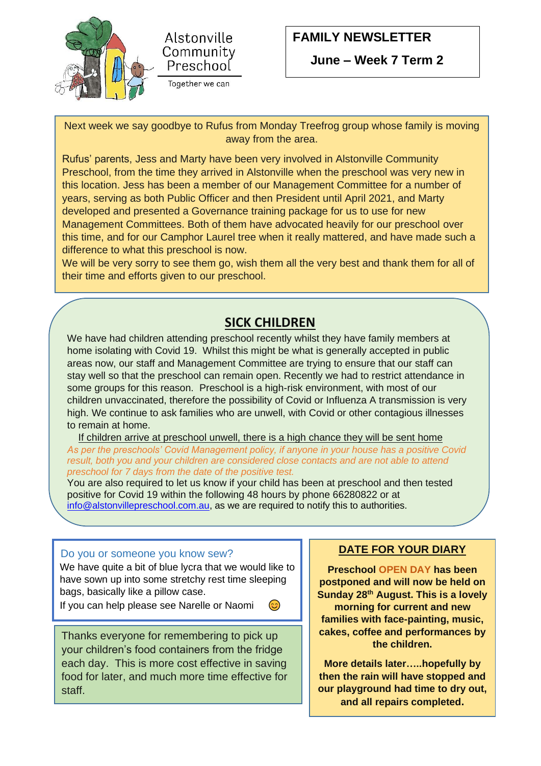Alstonville Community Preschool

Together we can

# FAMILY NEWSLETTER

## June – Week 7 Term 2

Next week we say goodbye to Rufus from Monday Treefrog group whose family is moving away from the area.

Rufus' parents, Jess and Marty have been very involved in Alstonville Community Preschool, from the time they arrived in Alstonville when the preschool was very new in this location. Jess has been a member of our Management Committee for a number of years, serving as both Public Officer and then President until April 2021, and Marty developed and presented a Governance training package for us to use for new Management Committees. Both of them have advocated heavily for our preschool over this time, and for our Camphor Laurel tree when it really mattered, and have made such a difference to what this preschool is now.

We will be very sorry to see them go, wish them all the very best and thank them for all of their time and efforts given to our preschool.

## SICK CHILDREN

We have had children attending preschool recently whilst they have family members at home isolating with Covid 19. Whilst this might be what is generally accepted in public areas now, our staff and Management Committee are trying to ensure that our staff can stay well so that the preschool can remain open. Recently we had to restrict attendance in some groups for this reason. Preschool is a high-risk environment, with most of our children unvaccinated, therefore the possibility of Covid or Influenza A transmission is very high. We continue to ask families who are unwell, with Covid or other contagious illnesses to remain at home.

If children arrive at preschool unwell, there is a high chance they will be sent home

*As per the preschools' Covid Management policy, if anyone in your house has a positive Covid result, both you and your children are considered close contacts and are not able to attend preschool for 7 days from the date of the positive test.*

You are also required to let us know if your child has been at preschool and then tested positive for Covid 19 within the following 48 hours by phone 66280822 or at info@alstonvillepreschool.com.au, as we are required to notify this to authorities.

### Do you or someone you know sew?

We have quite a bit of blue lycra that we would like to have sown up into some stretchy rest time sleeping bags, basically like a pillow case.

If you can help please see Narelle or Naomi 😊

Thanks everyone for remembering to pick up your children's food containers from the fridge each day. This is more cost effective in saving food for later, and much more time effective for staff.

### DATE FOR YOUR DIARY

**Preschool OPEN DAY has been postponed and will now be held on Sunday 28th August. This is a lovely morning for current and new families with face-painting, music, cakes, coffee and performances by the children.**

**More details later…..hopefully by then the rain will have stopped and our playground had time to dry out, and all repairs completed.**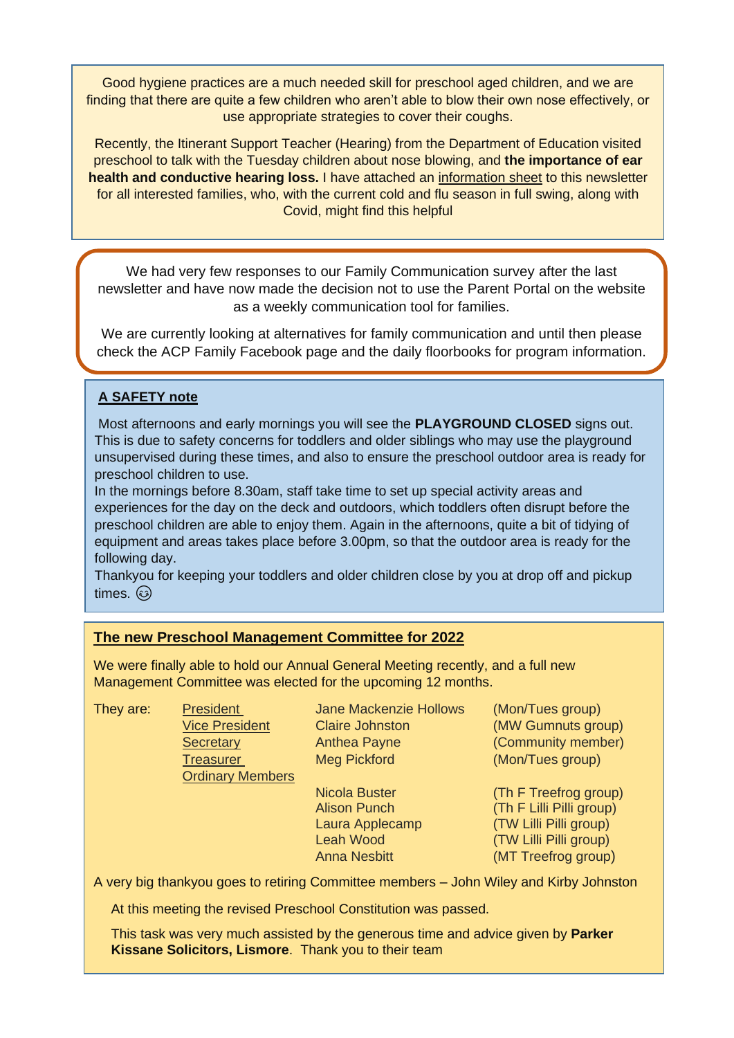Good hygiene practices are a much needed skill for preschool aged children, and we are finding that there are quite a few children who aren't able to blow their own nose effectively, or use appropriate strategies to cover their coughs.

Recently, the Itinerant Support Teacher (Hearing) from the Department of Education visited preschool to talk with the Tuesday children about nose blowing, and **the importance of ear health and conductive hearing loss.** I have attached an information sheet to this newsletter for all interested families, who, with the current cold and flu season in full swing, along with Covid, might find this helpful

We had very few responses to our Family Communication survey after the last newsletter and have now made the decision not to use the Parent Portal on the website as a weekly communication tool for families.

We are currently looking at alternatives for family communication and until then please check the ACP Family Facebook page and the daily floorbooks for program information.

## A SAFETY note

Most afternoons and early mornings you will see the **PLAYGROUND CLOSED** signs out. This is due to safety concerns for toddlers and older siblings who may use the playground unsupervised during these times, and also to ensure the preschool outdoor area is ready for preschool children to use.
In the mornings before 8.30am, staff take time to set up special activity areas and experiences for the day on the deck and outdoors, which toddlers often disrupt before the preschool children are able to enjoy them. Again in the afternoons, quite a bit of tidying of equipment and areas takes place before 3.00pm, so that the outdoor area is ready for the following day.
Thankyou for keeping your toddlers and older children close by you at drop off and pickup times. 😉

## The new Preschool Management Committee for 2022

We were finally able to hold our Annual General Meeting recently, and a full new Management Committee was elected for the upcoming 12 months.

| They are: | | | |
|---|---|---|---|
| | President | Jane Mackenzie Hollows | (Mon/Tues group) |
| | Vice President | Claire Johnston | (MW Gumnuts group) |
| | Secretary | Anthea Payne | (Community member) |
| | Treasurer | Meg Pickford | (Mon/Tues group) |
| | Ordinary Members | | |
| | | Nicola Buster | (Th F Treefrog group) |
| | | Alison Punch | (Th F Lilli Pilli group) |
| | | Laura Applecamp | (TW Lilli Pilli group) |
| | | Leah Wood | (TW Lilli Pilli group) |
| | | Anna Nesbitt | (MT Treefrog group) |

A very big thankyou goes to retiring Committee members – John Wiley and Kirby Johnston

At this meeting the revised Preschool Constitution was passed.

This task was very much assisted by the generous time and advice given by **Parker Kissane Solicitors, Lismore**. Thank you to their team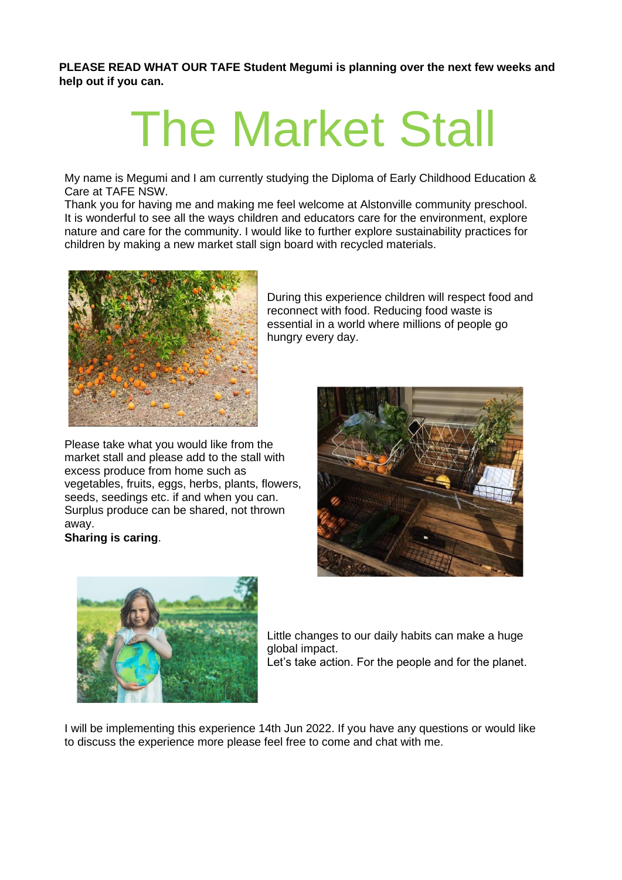**PLEASE READ WHAT OUR TAFE Student Megumi is planning over the next few weeks and help out if you can.**

# The Market Stall

My name is Megumi and I am currently studying the Diploma of Early Childhood Education & Care at TAFE NSW.
Thank you for having me and making me feel welcome at Alstonville community preschool. It is wonderful to see all the ways children and educators care for the environment, explore nature and care for the community. I would like to further explore sustainability practices for children by making a new market stall sign board with recycled materials.

During this experience children will respect food and reconnect with food. Reducing food waste is essential in a world where millions of people go hungry every day.

Please take what you would like from the market stall and please add to the stall with excess produce from home such as vegetables, fruits, eggs, herbs, plants, flowers, seeds, seedings etc. if and when you can. Surplus produce can be shared, not thrown away.
**Sharing is caring**.

Little changes to our daily habits can make a huge global impact.
Let's take action. For the people and for the planet.

I will be implementing this experience 14th Jun 2022. If you have any questions or would like to discuss the experience more please feel free to come and chat with me.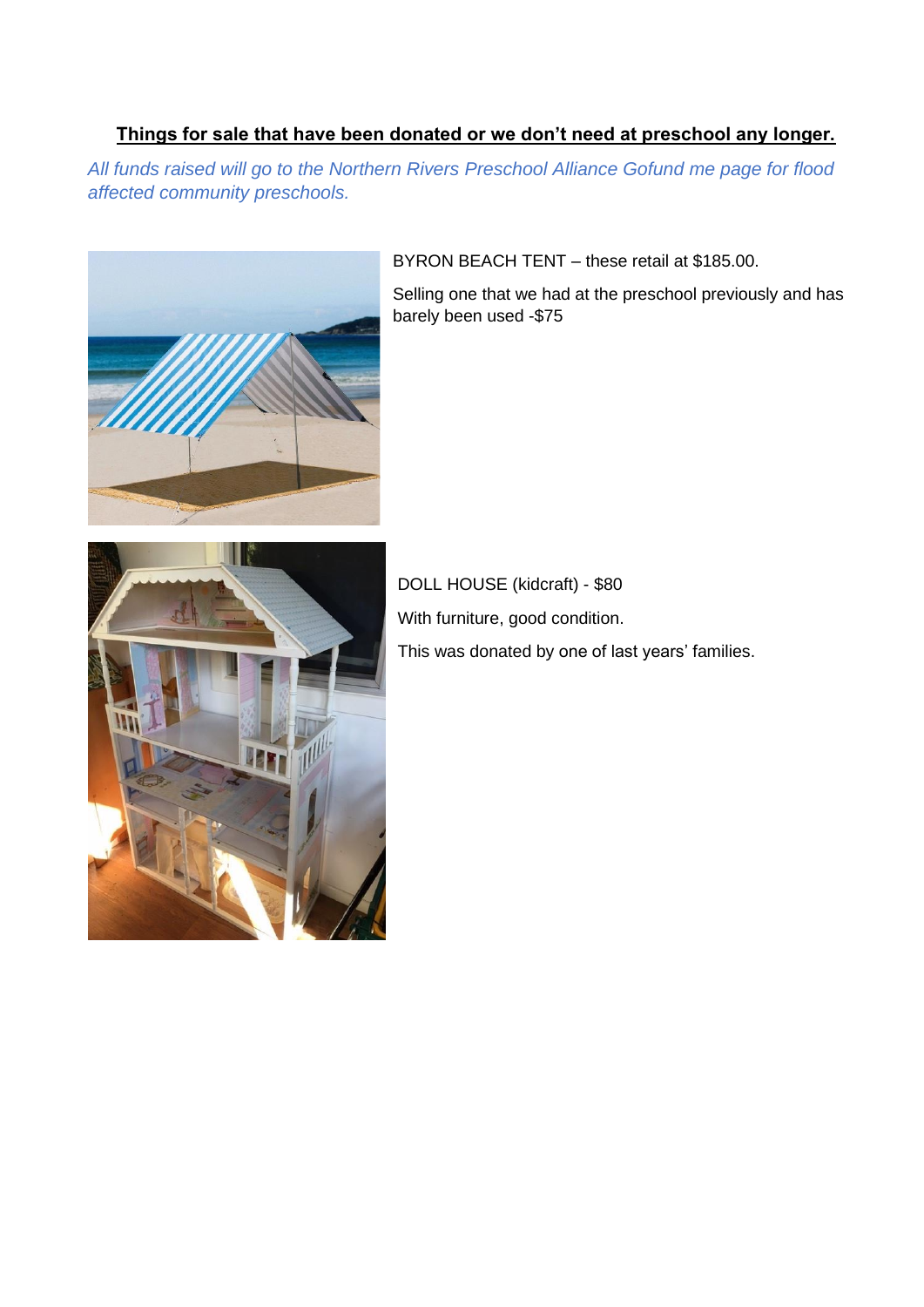**Things for sale that have been donated or we don't need at preschool any longer.**

*All funds raised will go to the Northern Rivers Preschool Alliance Gofund me page for flood affected community preschools.*

BYRON BEACH TENT – these retail at $185.00.

Selling one that we had at the preschool previously and has barely been used -$75

DOLL HOUSE (kidcraft) - $80

With furniture, good condition.

This was donated by one of last years' families.